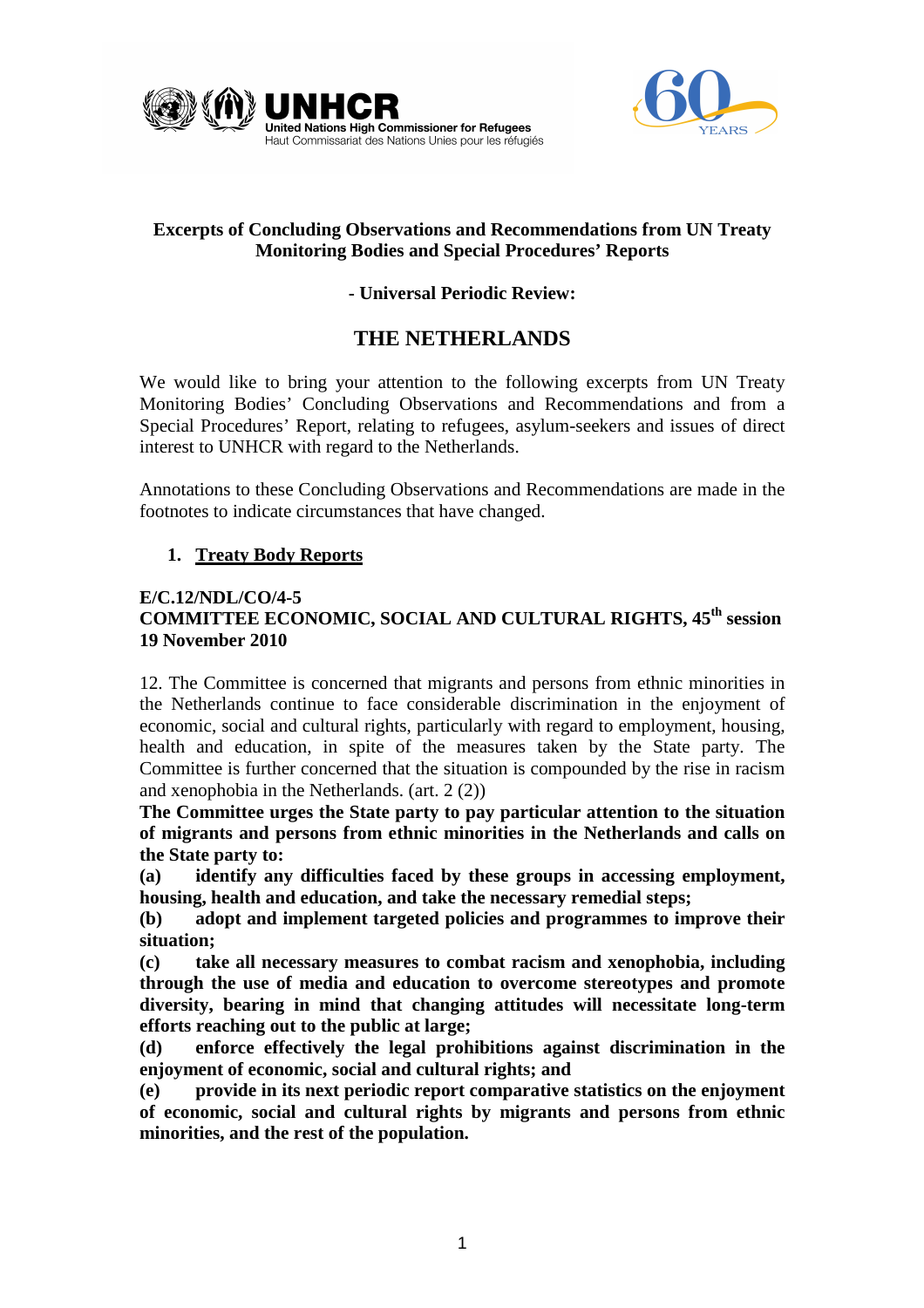United Nations High Commissioner for Refugees
Haut Commissariat des Nations Unies pour les réfugiés

**Excerpts of Concluding Observations and Recommendations from UN Treaty Monitoring Bodies and Special Procedures' Reports**

**- Universal Periodic Review:**

# THE NETHERLANDS

We would like to bring your attention to the following excerpts from UN Treaty Monitoring Bodies' Concluding Observations and Recommendations and from a Special Procedures' Report, relating to refugees, asylum-seekers and issues of direct interest to UNHCR with regard to the Netherlands.

Annotations to these Concluding Observations and Recommendations are made in the footnotes to indicate circumstances that have changed.

## 1. Treaty Body Reports

**E/C.12/NDL/CO/4-5**
**COMMITTEE ECONOMIC, SOCIAL AND CULTURAL RIGHTS, 45th session**
**19 November 2010**

12. The Committee is concerned that migrants and persons from ethnic minorities in the Netherlands continue to face considerable discrimination in the enjoyment of economic, social and cultural rights, particularly with regard to employment, housing, health and education, in spite of the measures taken by the State party. The Committee is further concerned that the situation is compounded by the rise in racism and xenophobia in the Netherlands. (art. 2 (2))

**The Committee urges the State party to pay particular attention to the situation of migrants and persons from ethnic minorities in the Netherlands and calls on the State party to:**

**(a) identify any difficulties faced by these groups in accessing employment, housing, health and education, and take the necessary remedial steps;**

**(b) adopt and implement targeted policies and programmes to improve their situation;**

**(c) take all necessary measures to combat racism and xenophobia, including through the use of media and education to overcome stereotypes and promote diversity, bearing in mind that changing attitudes will necessitate long-term efforts reaching out to the public at large;**

**(d) enforce effectively the legal prohibitions against discrimination in the enjoyment of economic, social and cultural rights; and**

**(e) provide in its next periodic report comparative statistics on the enjoyment of economic, social and cultural rights by migrants and persons from ethnic minorities, and the rest of the population.**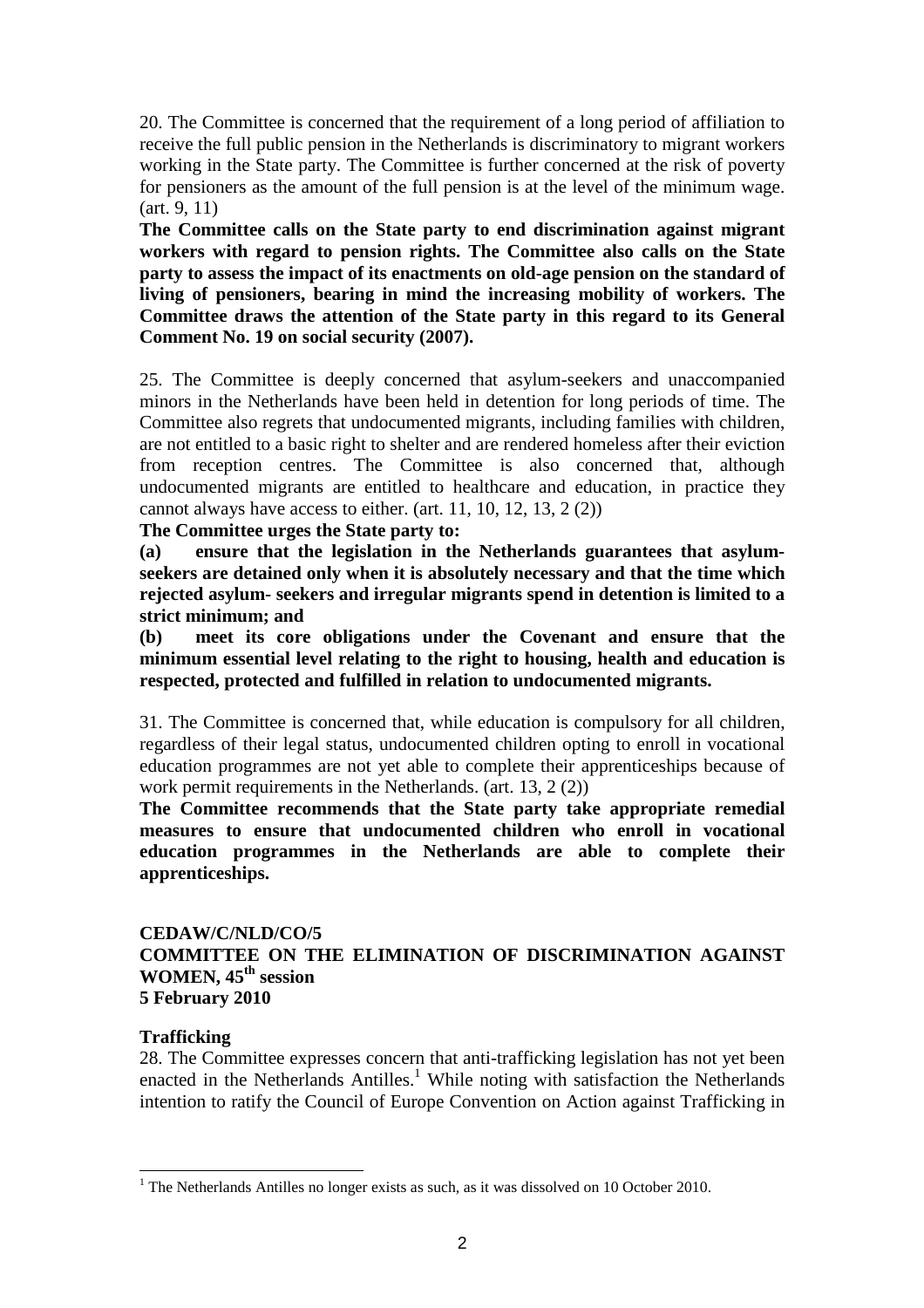20. The Committee is concerned that the requirement of a long period of affiliation to receive the full public pension in the Netherlands is discriminatory to migrant workers working in the State party. The Committee is further concerned at the risk of poverty for pensioners as the amount of the full pension is at the level of the minimum wage. (art. 9, 11)

**The Committee calls on the State party to end discrimination against migrant workers with regard to pension rights. The Committee also calls on the State party to assess the impact of its enactments on old-age pension on the standard of living of pensioners, bearing in mind the increasing mobility of workers. The Committee draws the attention of the State party in this regard to its General Comment No. 19 on social security (2007).**

25. The Committee is deeply concerned that asylum-seekers and unaccompanied minors in the Netherlands have been held in detention for long periods of time. The Committee also regrets that undocumented migrants, including families with children, are not entitled to a basic right to shelter and are rendered homeless after their eviction from reception centres. The Committee is also concerned that, although undocumented migrants are entitled to healthcare and education, in practice they cannot always have access to either. (art. 11, 10, 12, 13, 2 (2))

**The Committee urges the State party to:**

**(a) ensure that the legislation in the Netherlands guarantees that asylum-seekers are detained only when it is absolutely necessary and that the time which rejected asylum- seekers and irregular migrants spend in detention is limited to a strict minimum; and**

**(b) meet its core obligations under the Covenant and ensure that the minimum essential level relating to the right to housing, health and education is respected, protected and fulfilled in relation to undocumented migrants.**

31. The Committee is concerned that, while education is compulsory for all children, regardless of their legal status, undocumented children opting to enroll in vocational education programmes are not yet able to complete their apprenticeships because of work permit requirements in the Netherlands. (art. 13, 2 (2))

**The Committee recommends that the State party take appropriate remedial measures to ensure that undocumented children who enroll in vocational education programmes in the Netherlands are able to complete their apprenticeships.**

**CEDAW/C/NLD/CO/5**
**COMMITTEE ON THE ELIMINATION OF DISCRIMINATION AGAINST WOMEN, 45th session**
**5 February 2010**

**Trafficking**

28. The Committee expresses concern that anti-trafficking legislation has not yet been enacted in the Netherlands Antilles.[1] While noting with satisfaction the Netherlands intention to ratify the Council of Europe Convention on Action against Trafficking in

[1] The Netherlands Antilles no longer exists as such, as it was dissolved on 10 October 2010.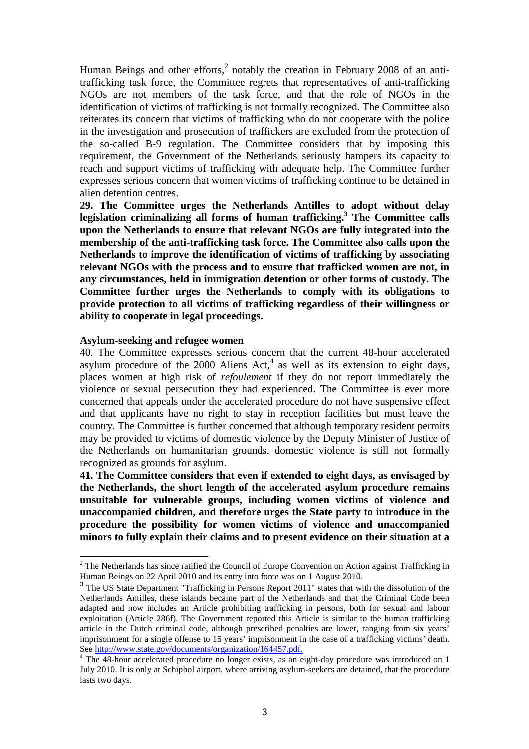Human Beings and other efforts,[2] notably the creation in February 2008 of an anti-trafficking task force, the Committee regrets that representatives of anti-trafficking NGOs are not members of the task force, and that the role of NGOs in the identification of victims of trafficking is not formally recognized. The Committee also reiterates its concern that victims of trafficking who do not cooperate with the police in the investigation and prosecution of traffickers are excluded from the protection of the so-called B-9 regulation. The Committee considers that by imposing this requirement, the Government of the Netherlands seriously hampers its capacity to reach and support victims of trafficking with adequate help. The Committee further expresses serious concern that women victims of trafficking continue to be detained in alien detention centres.

**29. The Committee urges the Netherlands Antilles to adopt without delay legislation criminalizing all forms of human trafficking.[3] The Committee calls upon the Netherlands to ensure that relevant NGOs are fully integrated into the membership of the anti-trafficking task force. The Committee also calls upon the Netherlands to improve the identification of victims of trafficking by associating relevant NGOs with the process and to ensure that trafficked women are not, in any circumstances, held in immigration detention or other forms of custody. The Committee further urges the Netherlands to comply with its obligations to provide protection to all victims of trafficking regardless of their willingness or ability to cooperate in legal proceedings.**

**Asylum-seeking and refugee women**

40. The Committee expresses serious concern that the current 48-hour accelerated asylum procedure of the 2000 Aliens Act,[4] as well as its extension to eight days, places women at high risk of *refoulement* if they do not report immediately the violence or sexual persecution they had experienced. The Committee is ever more concerned that appeals under the accelerated procedure do not have suspensive effect and that applicants have no right to stay in reception facilities but must leave the country. The Committee is further concerned that although temporary resident permits may be provided to victims of domestic violence by the Deputy Minister of Justice of the Netherlands on humanitarian grounds, domestic violence is still not formally recognized as grounds for asylum.

**41. The Committee considers that even if extended to eight days, as envisaged by the Netherlands, the short length of the accelerated asylum procedure remains unsuitable for vulnerable groups, including women victims of violence and unaccompanied children, and therefore urges the State party to introduce in the procedure the possibility for women victims of violence and unaccompanied minors to fully explain their claims and to present evidence on their situation at a**

---

[2] The Netherlands has since ratified the Council of Europe Convention on Action against Trafficking in Human Beings on 22 April 2010 and its entry into force was on 1 August 2010.

[3] The US State Department "Trafficking in Persons Report 2011" states that with the dissolution of the Netherlands Antilles, these islands became part of the Netherlands and that the Criminal Code been adapted and now includes an Article prohibiting trafficking in persons, both for sexual and labour exploitation (Article 286f). The Government reported this Article is similar to the human trafficking article in the Dutch criminal code, although prescribed penalties are lower, ranging from six years' imprisonment for a single offense to 15 years' imprisonment in the case of a trafficking victims' death. See http://www.state.gov/documents/organization/164457.pdf.

[4] The 48-hour accelerated procedure no longer exists, as an eight-day procedure was introduced on 1 July 2010. It is only at Schiphol airport, where arriving asylum-seekers are detained, that the procedure lasts two days.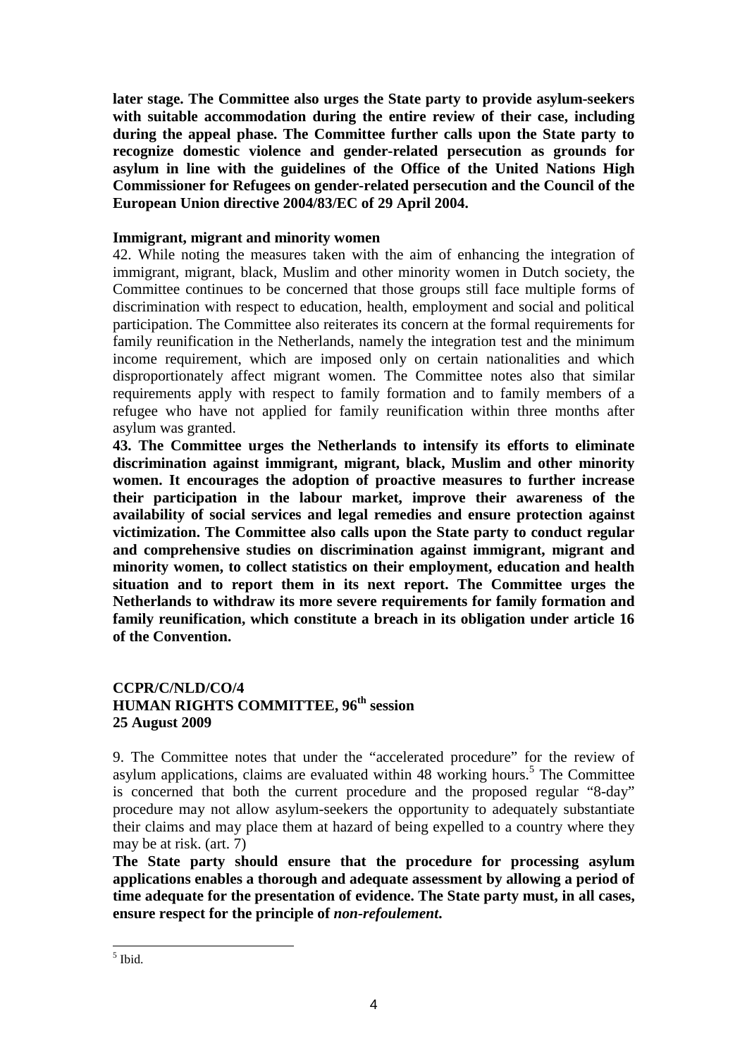**later stage. The Committee also urges the State party to provide asylum-seekers with suitable accommodation during the entire review of their case, including during the appeal phase. The Committee further calls upon the State party to recognize domestic violence and gender-related persecution as grounds for asylum in line with the guidelines of the Office of the United Nations High Commissioner for Refugees on gender-related persecution and the Council of the European Union directive 2004/83/EC of 29 April 2004.**

**Immigrant, migrant and minority women**

42. While noting the measures taken with the aim of enhancing the integration of immigrant, migrant, black, Muslim and other minority women in Dutch society, the Committee continues to be concerned that those groups still face multiple forms of discrimination with respect to education, health, employment and social and political participation. The Committee also reiterates its concern at the formal requirements for family reunification in the Netherlands, namely the integration test and the minimum income requirement, which are imposed only on certain nationalities and which disproportionately affect migrant women. The Committee notes also that similar requirements apply with respect to family formation and to family members of a refugee who have not applied for family reunification within three months after asylum was granted.

**43. The Committee urges the Netherlands to intensify its efforts to eliminate discrimination against immigrant, migrant, black, Muslim and other minority women. It encourages the adoption of proactive measures to further increase their participation in the labour market, improve their awareness of the availability of social services and legal remedies and ensure protection against victimization. The Committee also calls upon the State party to conduct regular and comprehensive studies on discrimination against immigrant, migrant and minority women, to collect statistics on their employment, education and health situation and to report them in its next report. The Committee urges the Netherlands to withdraw its more severe requirements for family formation and family reunification, which constitute a breach in its obligation under article 16 of the Convention.**

**CCPR/C/NLD/CO/4**
**HUMAN RIGHTS COMMITTEE, 96th session**
**25 August 2009**

9. The Committee notes that under the "accelerated procedure" for the review of asylum applications, claims are evaluated within 48 working hours.[5] The Committee is concerned that both the current procedure and the proposed regular "8-day" procedure may not allow asylum-seekers the opportunity to adequately substantiate their claims and may place them at hazard of being expelled to a country where they may be at risk. (art. 7)

**The State party should ensure that the procedure for processing asylum applications enables a thorough and adequate assessment by allowing a period of time adequate for the presentation of evidence. The State party must, in all cases, ensure respect for the principle of *non-refoulement*.**

[5] Ibid.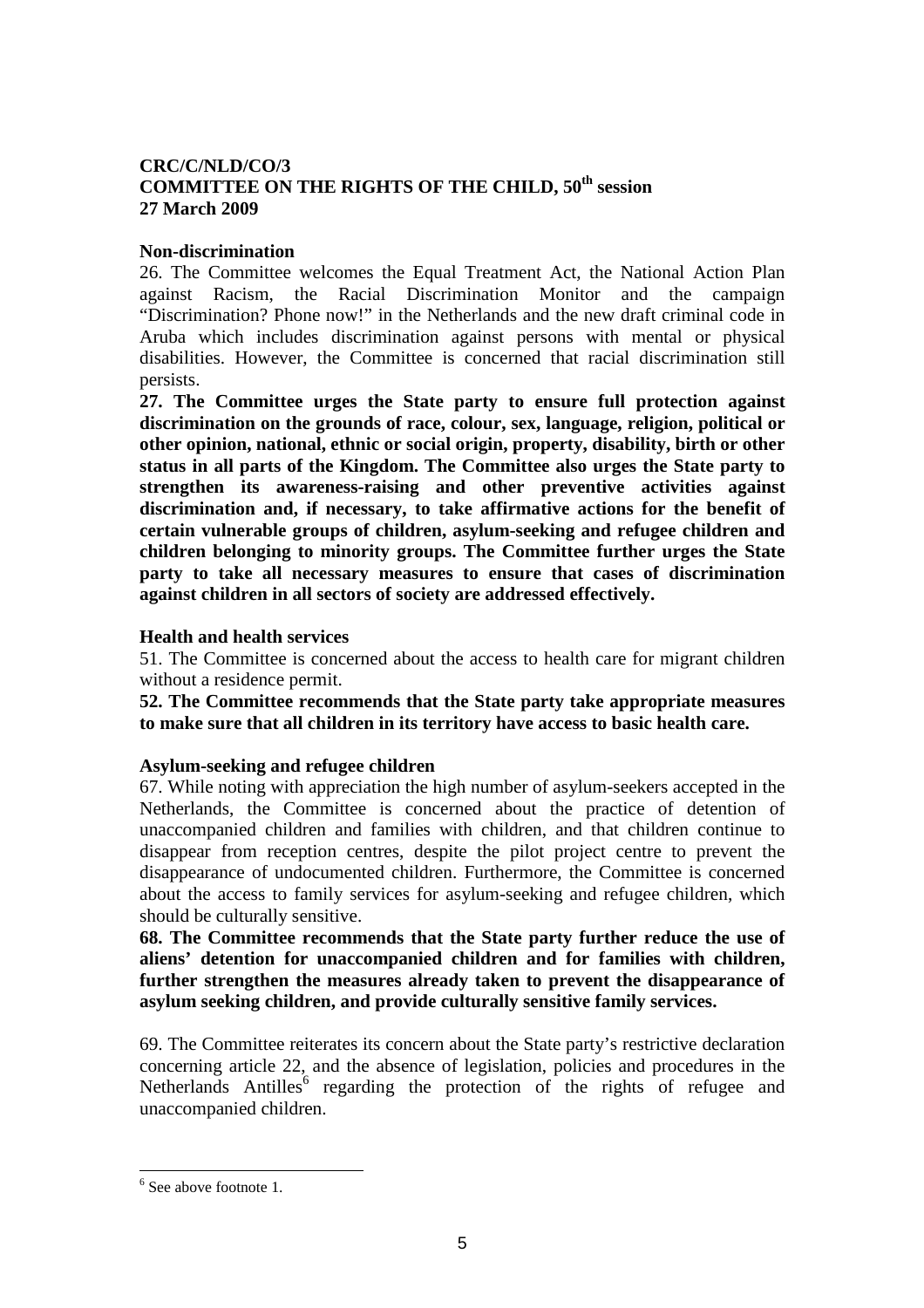**CRC/C/NLD/CO/3**
**COMMITTEE ON THE RIGHTS OF THE CHILD, 50th session**
**27 March 2009**

**Non-discrimination**

26. The Committee welcomes the Equal Treatment Act, the National Action Plan against Racism, the Racial Discrimination Monitor and the campaign "Discrimination? Phone now!" in the Netherlands and the new draft criminal code in Aruba which includes discrimination against persons with mental or physical disabilities. However, the Committee is concerned that racial discrimination still persists.

**27. The Committee urges the State party to ensure full protection against discrimination on the grounds of race, colour, sex, language, religion, political or other opinion, national, ethnic or social origin, property, disability, birth or other status in all parts of the Kingdom. The Committee also urges the State party to strengthen its awareness-raising and other preventive activities against discrimination and, if necessary, to take affirmative actions for the benefit of certain vulnerable groups of children, asylum-seeking and refugee children and children belonging to minority groups. The Committee further urges the State party to take all necessary measures to ensure that cases of discrimination against children in all sectors of society are addressed effectively.**

**Health and health services**

51. The Committee is concerned about the access to health care for migrant children without a residence permit.

**52. The Committee recommends that the State party take appropriate measures to make sure that all children in its territory have access to basic health care.**

**Asylum-seeking and refugee children**

67. While noting with appreciation the high number of asylum-seekers accepted in the Netherlands, the Committee is concerned about the practice of detention of unaccompanied children and families with children, and that children continue to disappear from reception centres, despite the pilot project centre to prevent the disappearance of undocumented children. Furthermore, the Committee is concerned about the access to family services for asylum-seeking and refugee children, which should be culturally sensitive.

**68. The Committee recommends that the State party further reduce the use of aliens' detention for unaccompanied children and for families with children, further strengthen the measures already taken to prevent the disappearance of asylum seeking children, and provide culturally sensitive family services.**

69. The Committee reiterates its concern about the State party's restrictive declaration concerning article 22, and the absence of legislation, policies and procedures in the Netherlands Antilles[6] regarding the protection of the rights of refugee and unaccompanied children.

---

[6] See above footnote 1.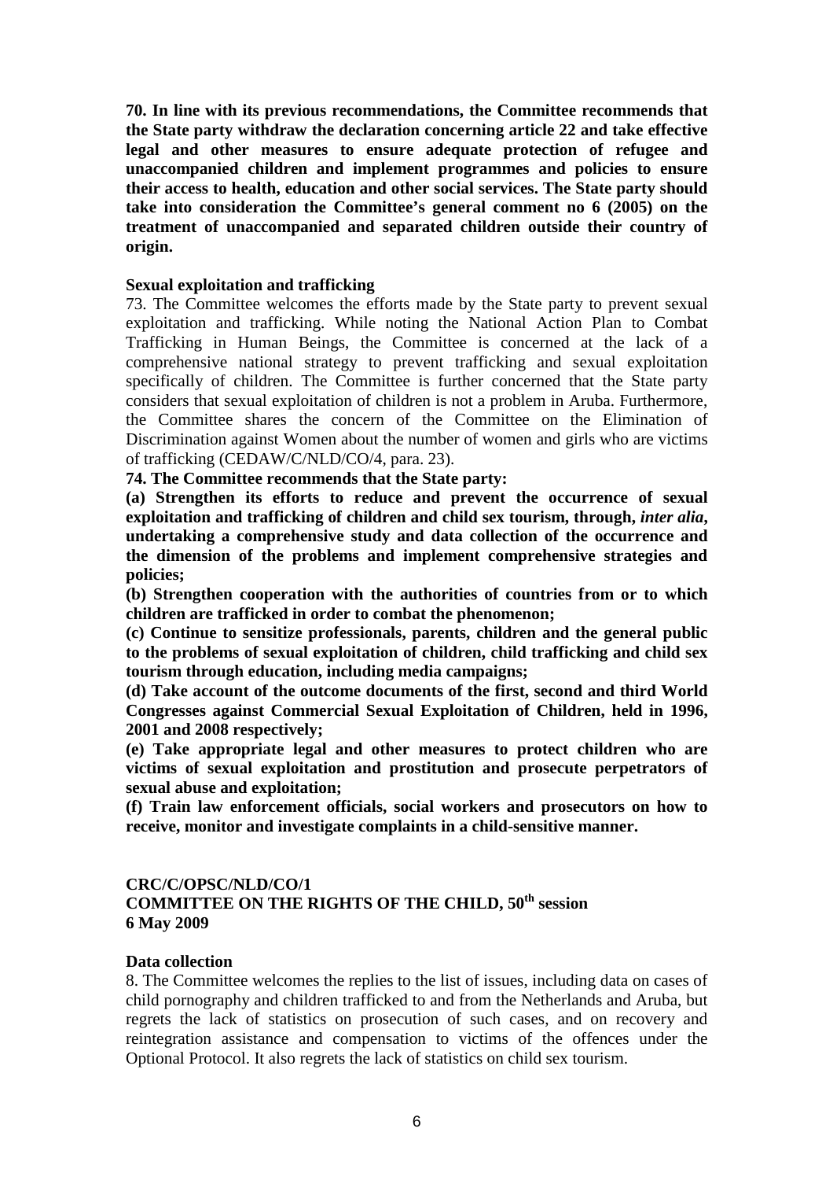**70. In line with its previous recommendations, the Committee recommends that the State party withdraw the declaration concerning article 22 and take effective legal and other measures to ensure adequate protection of refugee and unaccompanied children and implement programmes and policies to ensure their access to health, education and other social services. The State party should take into consideration the Committee's general comment no 6 (2005) on the treatment of unaccompanied and separated children outside their country of origin.**

**Sexual exploitation and trafficking**

73. The Committee welcomes the efforts made by the State party to prevent sexual exploitation and trafficking. While noting the National Action Plan to Combat Trafficking in Human Beings, the Committee is concerned at the lack of a comprehensive national strategy to prevent trafficking and sexual exploitation specifically of children. The Committee is further concerned that the State party considers that sexual exploitation of children is not a problem in Aruba. Furthermore, the Committee shares the concern of the Committee on the Elimination of Discrimination against Women about the number of women and girls who are victims of trafficking (CEDAW/C/NLD/CO/4, para. 23).

**74. The Committee recommends that the State party:**

**(a) Strengthen its efforts to reduce and prevent the occurrence of sexual exploitation and trafficking of children and child sex tourism, through, *inter alia*, undertaking a comprehensive study and data collection of the occurrence and the dimension of the problems and implement comprehensive strategies and policies;**

**(b) Strengthen cooperation with the authorities of countries from or to which children are trafficked in order to combat the phenomenon;**

**(c) Continue to sensitize professionals, parents, children and the general public to the problems of sexual exploitation of children, child trafficking and child sex tourism through education, including media campaigns;**

**(d) Take account of the outcome documents of the first, second and third World Congresses against Commercial Sexual Exploitation of Children, held in 1996, 2001 and 2008 respectively;**

**(e) Take appropriate legal and other measures to protect children who are victims of sexual exploitation and prostitution and prosecute perpetrators of sexual abuse and exploitation;**

**(f) Train law enforcement officials, social workers and prosecutors on how to receive, monitor and investigate complaints in a child-sensitive manner.**

**CRC/C/OPSC/NLD/CO/1**
**COMMITTEE ON THE RIGHTS OF THE CHILD, 50th session**
**6 May 2009**

**Data collection**

8. The Committee welcomes the replies to the list of issues, including data on cases of child pornography and children trafficked to and from the Netherlands and Aruba, but regrets the lack of statistics on prosecution of such cases, and on recovery and reintegration assistance and compensation to victims of the offences under the Optional Protocol. It also regrets the lack of statistics on child sex tourism.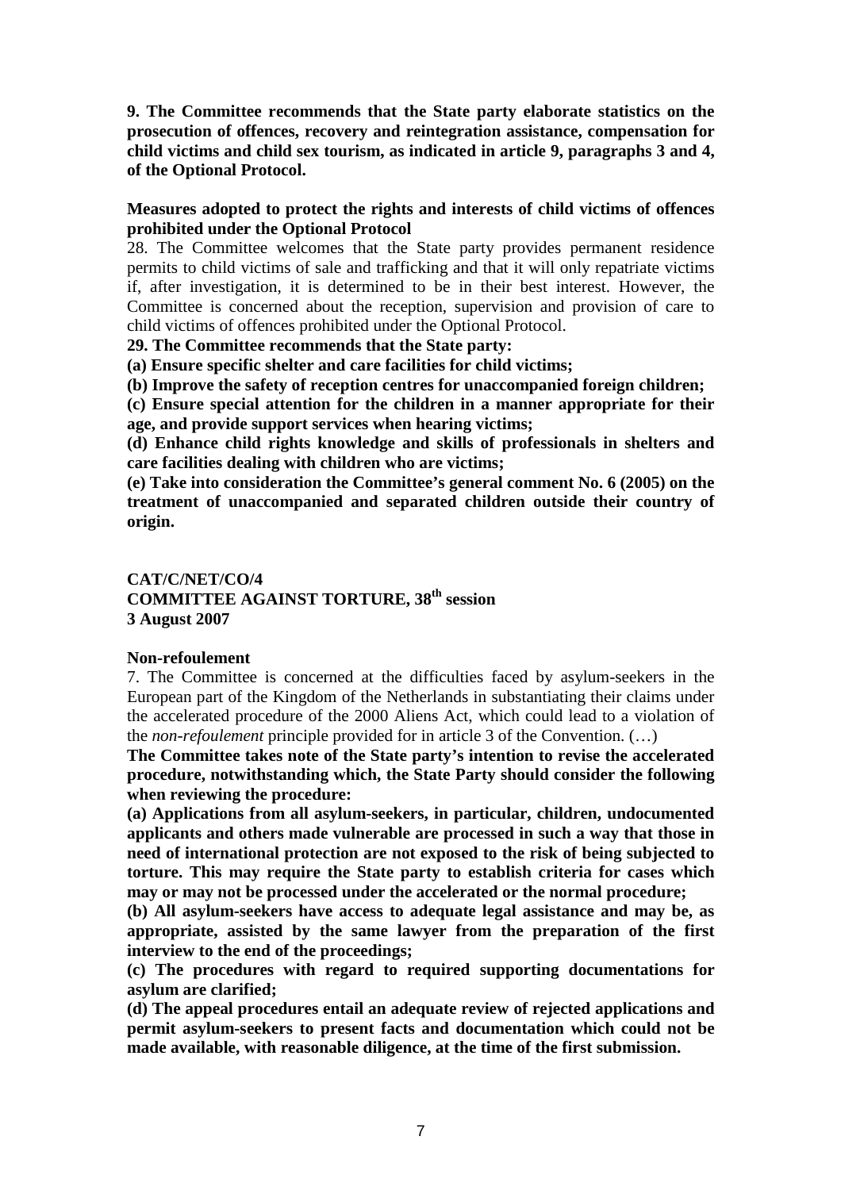**9. The Committee recommends that the State party elaborate statistics on the prosecution of offences, recovery and reintegration assistance, compensation for child victims and child sex tourism, as indicated in article 9, paragraphs 3 and 4, of the Optional Protocol.**

**Measures adopted to protect the rights and interests of child victims of offences prohibited under the Optional Protocol**

28. The Committee welcomes that the State party provides permanent residence permits to child victims of sale and trafficking and that it will only repatriate victims if, after investigation, it is determined to be in their best interest. However, the Committee is concerned about the reception, supervision and provision of care to child victims of offences prohibited under the Optional Protocol.

**29. The Committee recommends that the State party:**

**(a) Ensure specific shelter and care facilities for child victims;**

**(b) Improve the safety of reception centres for unaccompanied foreign children;**

**(c) Ensure special attention for the children in a manner appropriate for their age, and provide support services when hearing victims;**

**(d) Enhance child rights knowledge and skills of professionals in shelters and care facilities dealing with children who are victims;**

**(e) Take into consideration the Committee's general comment No. 6 (2005) on the treatment of unaccompanied and separated children outside their country of origin.**

**CAT/C/NET/CO/4**
**COMMITTEE AGAINST TORTURE, 38th session**
**3 August 2007**

**Non-refoulement**

7. The Committee is concerned at the difficulties faced by asylum-seekers in the European part of the Kingdom of the Netherlands in substantiating their claims under the accelerated procedure of the 2000 Aliens Act, which could lead to a violation of the *non-refoulement* principle provided for in article 3 of the Convention. (…)

**The Committee takes note of the State party's intention to revise the accelerated procedure, notwithstanding which, the State Party should consider the following when reviewing the procedure:**

**(a) Applications from all asylum-seekers, in particular, children, undocumented applicants and others made vulnerable are processed in such a way that those in need of international protection are not exposed to the risk of being subjected to torture. This may require the State party to establish criteria for cases which may or may not be processed under the accelerated or the normal procedure;**

**(b) All asylum-seekers have access to adequate legal assistance and may be, as appropriate, assisted by the same lawyer from the preparation of the first interview to the end of the proceedings;**

**(c) The procedures with regard to required supporting documentations for asylum are clarified;**

**(d) The appeal procedures entail an adequate review of rejected applications and permit asylum-seekers to present facts and documentation which could not be made available, with reasonable diligence, at the time of the first submission.**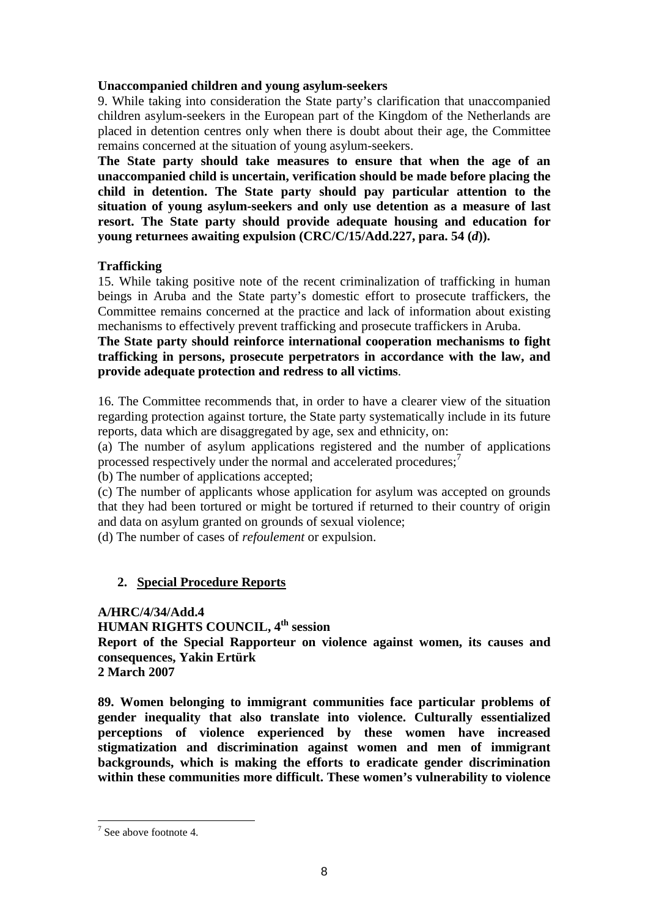**Unaccompanied children and young asylum-seekers**

9. While taking into consideration the State party's clarification that unaccompanied children asylum-seekers in the European part of the Kingdom of the Netherlands are placed in detention centres only when there is doubt about their age, the Committee remains concerned at the situation of young asylum-seekers.

**The State party should take measures to ensure that when the age of an unaccompanied child is uncertain, verification should be made before placing the child in detention. The State party should pay particular attention to the situation of young asylum-seekers and only use detention as a measure of last resort. The State party should provide adequate housing and education for young returnees awaiting expulsion (CRC/C/15/Add.227, para. 54 (*d*)).**

**Trafficking**

15. While taking positive note of the recent criminalization of trafficking in human beings in Aruba and the State party's domestic effort to prosecute traffickers, the Committee remains concerned at the practice and lack of information about existing mechanisms to effectively prevent trafficking and prosecute traffickers in Aruba.

**The State party should reinforce international cooperation mechanisms to fight trafficking in persons, prosecute perpetrators in accordance with the law, and provide adequate protection and redress to all victims**.

16. The Committee recommends that, in order to have a clearer view of the situation regarding protection against torture, the State party systematically include in its future reports, data which are disaggregated by age, sex and ethnicity, on:

(a) The number of asylum applications registered and the number of applications processed respectively under the normal and accelerated procedures;[7]

(b) The number of applications accepted;

(c) The number of applicants whose application for asylum was accepted on grounds that they had been tortured or might be tortured if returned to their country of origin and data on asylum granted on grounds of sexual violence;

(d) The number of cases of *refoulement* or expulsion.

## 2. Special Procedure Reports

**A/HRC/4/34/Add.4**
**HUMAN RIGHTS COUNCIL, 4th session**
**Report of the Special Rapporteur on violence against women, its causes and consequences, Yakin Ertürk**
**2 March 2007**

**89. Women belonging to immigrant communities face particular problems of gender inequality that also translate into violence. Culturally essentialized perceptions of violence experienced by these women have increased stigmatization and discrimination against women and men of immigrant backgrounds, which is making the efforts to eradicate gender discrimination within these communities more difficult. These women's vulnerability to violence**

---

[7] See above footnote 4.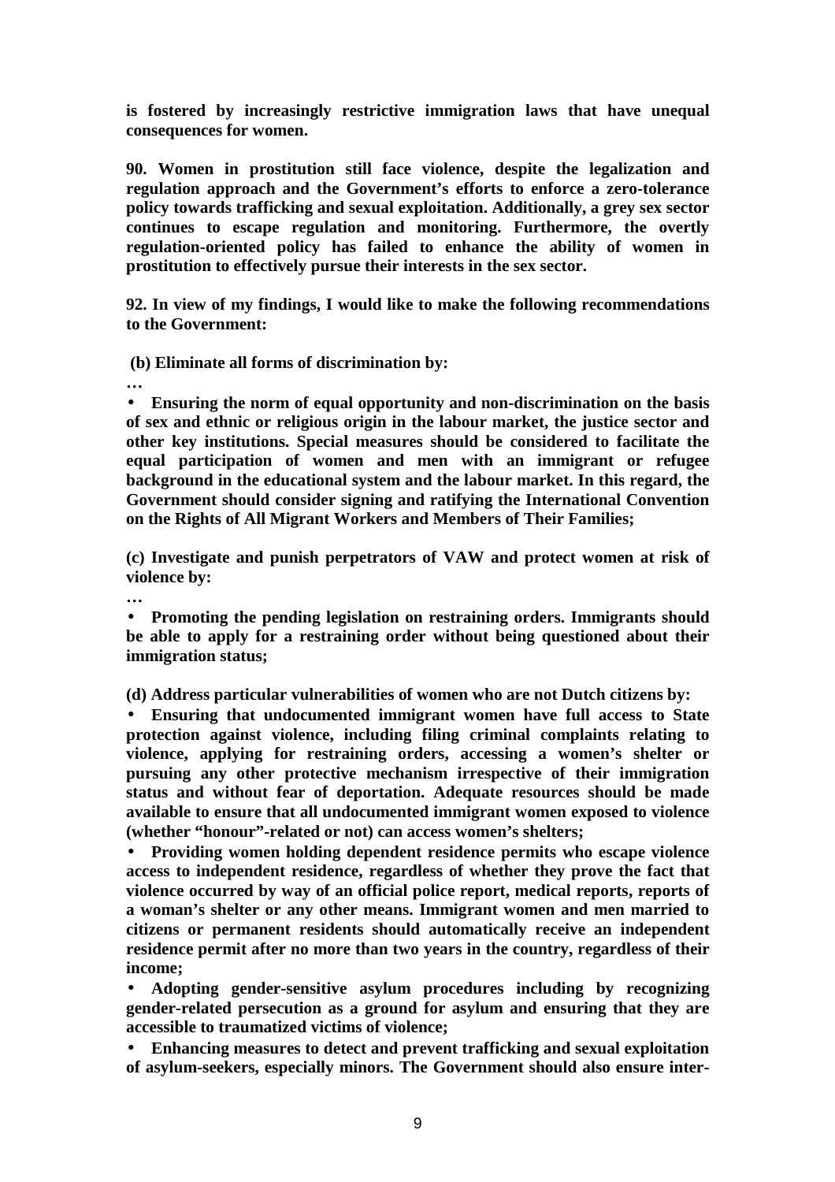**is fostered by increasingly restrictive immigration laws that have unequal consequences for women.**

**90. Women in prostitution still face violence, despite the legalization and regulation approach and the Government's efforts to enforce a zero-tolerance policy towards trafficking and sexual exploitation. Additionally, a grey sex sector continues to escape regulation and monitoring. Furthermore, the overtly regulation-oriented policy has failed to enhance the ability of women in prostitution to effectively pursue their interests in the sex sector.**

**92. In view of my findings, I would like to make the following recommendations to the Government:**

**(b) Eliminate all forms of discrimination by:**

**…**

- **Ensuring the norm of equal opportunity and non-discrimination on the basis of sex and ethnic or religious origin in the labour market, the justice sector and other key institutions. Special measures should be considered to facilitate the equal participation of women and men with an immigrant or refugee background in the educational system and the labour market. In this regard, the Government should consider signing and ratifying the International Convention on the Rights of All Migrant Workers and Members of Their Families;**

**(c) Investigate and punish perpetrators of VAW and protect women at risk of violence by:**

**…**

- **Promoting the pending legislation on restraining orders. Immigrants should be able to apply for a restraining order without being questioned about their immigration status;**

**(d) Address particular vulnerabilities of women who are not Dutch citizens by:**

- **Ensuring that undocumented immigrant women have full access to State protection against violence, including filing criminal complaints relating to violence, applying for restraining orders, accessing a women's shelter or pursuing any other protective mechanism irrespective of their immigration status and without fear of deportation. Adequate resources should be made available to ensure that all undocumented immigrant women exposed to violence (whether "honour"-related or not) can access women's shelters;**
- **Providing women holding dependent residence permits who escape violence access to independent residence, regardless of whether they prove the fact that violence occurred by way of an official police report, medical reports, reports of a woman's shelter or any other means. Immigrant women and men married to citizens or permanent residents should automatically receive an independent residence permit after no more than two years in the country, regardless of their income;**
- **Adopting gender-sensitive asylum procedures including by recognizing gender-related persecution as a ground for asylum and ensuring that they are accessible to traumatized victims of violence;**
- **Enhancing measures to detect and prevent trafficking and sexual exploitation of asylum-seekers, especially minors. The Government should also ensure inter-**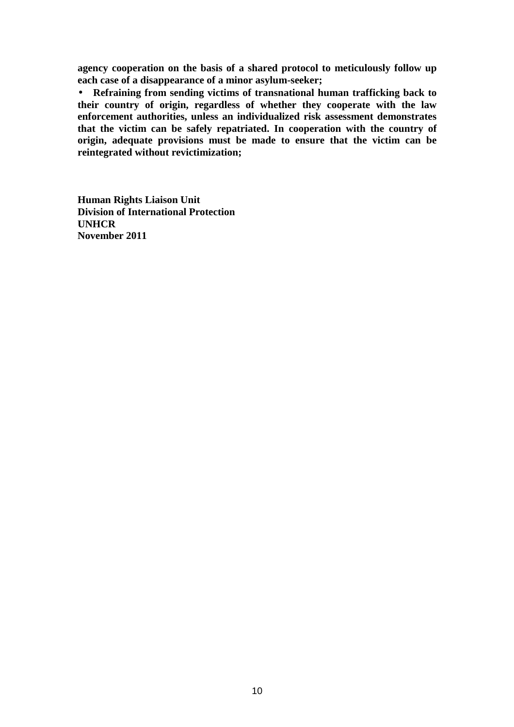**agency cooperation on the basis of a shared protocol to meticulously follow up each case of a disappearance of a minor asylum-seeker;**

- **Refraining from sending victims of transnational human trafficking back to their country of origin, regardless of whether they cooperate with the law enforcement authorities, unless an individualized risk assessment demonstrates that the victim can be safely repatriated. In cooperation with the country of origin, adequate provisions must be made to ensure that the victim can be reintegrated without revictimization;**

**Human Rights Liaison Unit**
**Division of International Protection**
**UNHCR**
**November 2011**